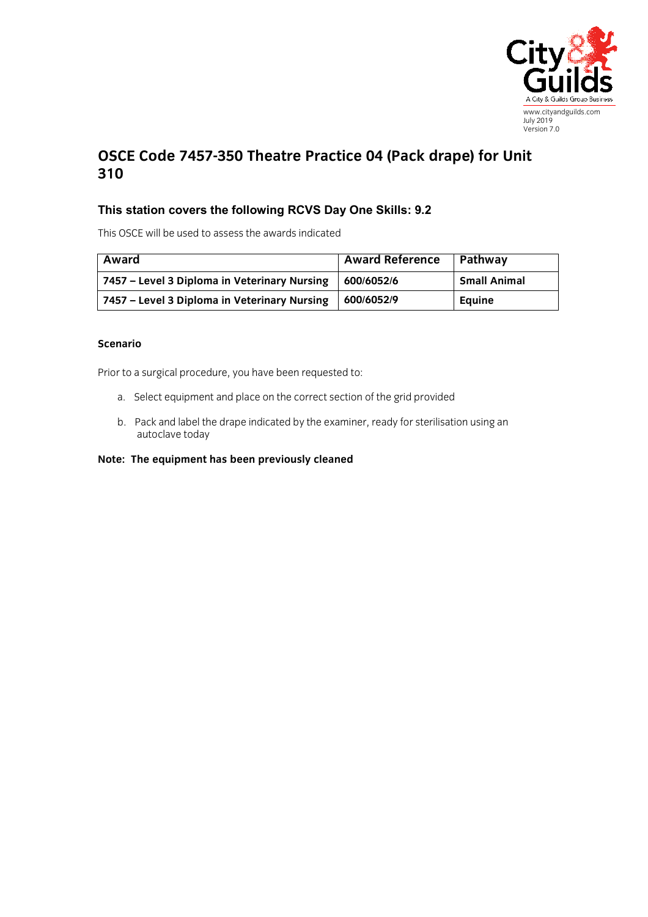www.cityandguilds.com
July 2019
Version 7.0

# OSCE Code 7457-350 Theatre Practice 04 (Pack drape) for Unit 310

## This station covers the following RCVS Day One Skills: 9.2

This OSCE will be used to assess the awards indicated

| Award | Award Reference | Pathway |
|---|---|---|
| **7457 – Level 3 Diploma in Veterinary Nursing** | **600/6052/6** | **Small Animal** |
| **7457 – Level 3 Diploma in Veterinary Nursing** | **600/6052/9** | **Equine** |

**Scenario**

Prior to a surgical procedure, you have been requested to:

a. Select equipment and place on the correct section of the grid provided

b. Pack and label the drape indicated by the examiner, ready for sterilisation using an autoclave today

**Note: The equipment has been previously cleaned**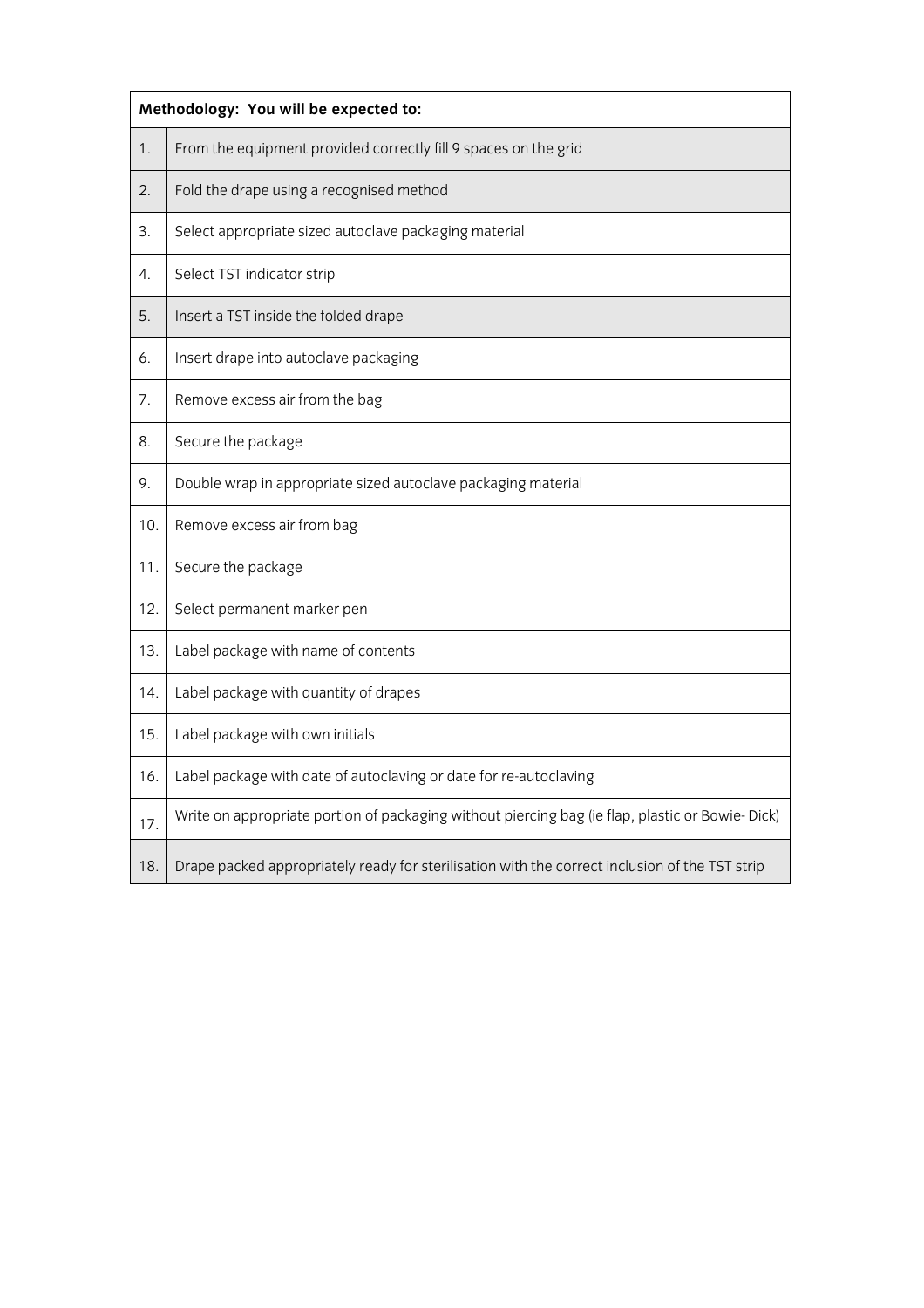| Methodology: You will be expected to: | |
|---|---|
| 1. | From the equipment provided correctly fill 9 spaces on the grid |
| 2. | Fold the drape using a recognised method |
| 3. | Select appropriate sized autoclave packaging material |
| 4. | Select TST indicator strip |
| 5. | Insert a TST inside the folded drape |
| 6. | Insert drape into autoclave packaging |
| 7. | Remove excess air from the bag |
| 8. | Secure the package |
| 9. | Double wrap in appropriate sized autoclave packaging material |
| 10. | Remove excess air from bag |
| 11. | Secure the package |
| 12. | Select permanent marker pen |
| 13. | Label package with name of contents |
| 14. | Label package with quantity of drapes |
| 15. | Label package with own initials |
| 16. | Label package with date of autoclaving or date for re-autoclaving |
| 17. | Write on appropriate portion of packaging without piercing bag (ie flap, plastic or Bowie- Dick) |
| 18. | Drape packed appropriately ready for sterilisation with the correct inclusion of the TST strip |